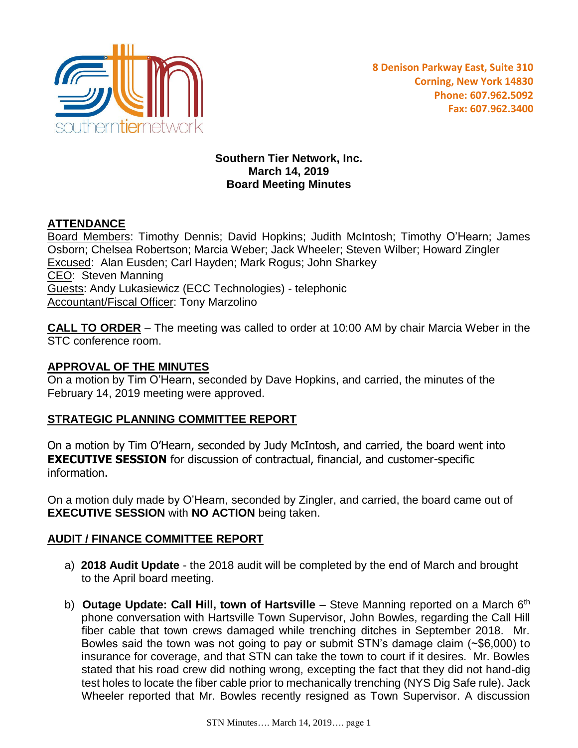southernetiernetwork

**8 Denison Parkway East, Suite 310**
**Corning, New York 14830**
**Phone: 607.962.5092**
**Fax: 607.962.3400**

**Southern Tier Network, Inc.**
**March 14, 2019**
**Board Meeting Minutes**

## ATTENDANCE

Board Members: Timothy Dennis; David Hopkins; Judith McIntosh; Timothy O'Hearn; James Osborn; Chelsea Robertson; Marcia Weber; Jack Wheeler; Steven Wilber; Howard Zingler
Excused: Alan Eusden; Carl Hayden; Mark Rogus; John Sharkey
CEO: Steven Manning
Guests: Andy Lukasiewicz (ECC Technologies) - telephonic
Accountant/Fiscal Officer: Tony Marzolino

**CALL TO ORDER** – The meeting was called to order at 10:00 AM by chair Marcia Weber in the STC conference room.

## APPROVAL OF THE MINUTES

On a motion by Tim O'Hearn, seconded by Dave Hopkins, and carried, the minutes of the February 14, 2019 meeting were approved.

## STRATEGIC PLANNING COMMITTEE REPORT

On a motion by Tim O'Hearn, seconded by Judy McIntosh, and carried, the board went into **EXECUTIVE SESSION** for discussion of contractual, financial, and customer-specific information.

On a motion duly made by O'Hearn, seconded by Zingler, and carried, the board came out of **EXECUTIVE SESSION** with **NO ACTION** being taken.

## AUDIT / FINANCE COMMITTEE REPORT

a) **2018 Audit Update** - the 2018 audit will be completed by the end of March and brought to the April board meeting.

b) **Outage Update: Call Hill, town of Hartsville** – Steve Manning reported on a March 6th phone conversation with Hartsville Town Supervisor, John Bowles, regarding the Call Hill fiber cable that town crews damaged while trenching ditches in September 2018. Mr. Bowles said the town was not going to pay or submit STN's damage claim (~$6,000) to insurance for coverage, and that STN can take the town to court if it desires. Mr. Bowles stated that his road crew did nothing wrong, excepting the fact that they did not hand-dig test holes to locate the fiber cable prior to mechanically trenching (NYS Dig Safe rule). Jack Wheeler reported that Mr. Bowles recently resigned as Town Supervisor. A discussion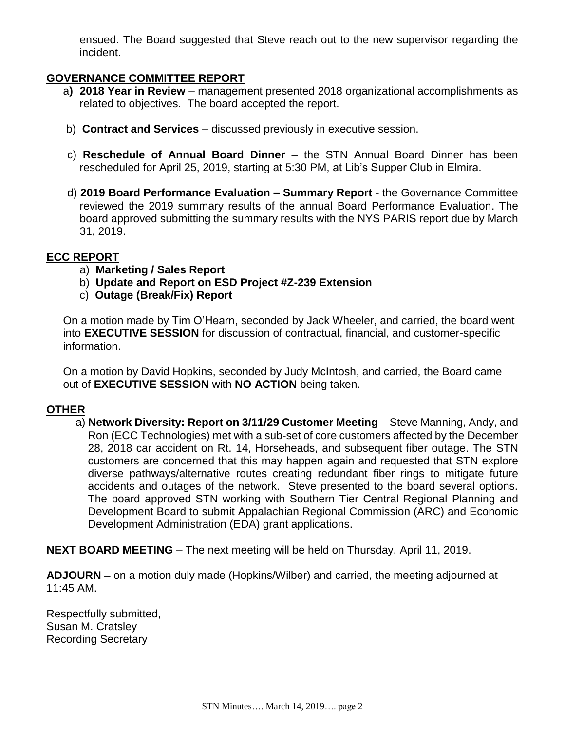ensued. The Board suggested that Steve reach out to the new supervisor regarding the incident.

## GOVERNANCE COMMITTEE REPORT

a) **2018 Year in Review** – management presented 2018 organizational accomplishments as related to objectives. The board accepted the report.

b) **Contract and Services** – discussed previously in executive session.

c) **Reschedule of Annual Board Dinner** – the STN Annual Board Dinner has been rescheduled for April 25, 2019, starting at 5:30 PM, at Lib's Supper Club in Elmira.

d) **2019 Board Performance Evaluation – Summary Report** - the Governance Committee reviewed the 2019 summary results of the annual Board Performance Evaluation. The board approved submitting the summary results with the NYS PARIS report due by March 31, 2019.

## ECC REPORT

a) **Marketing / Sales Report**
b) **Update and Report on ESD Project #Z-239 Extension**
c) **Outage (Break/Fix) Report**

On a motion made by Tim O'Hearn, seconded by Jack Wheeler, and carried, the board went into **EXECUTIVE SESSION** for discussion of contractual, financial, and customer-specific information.

On a motion by David Hopkins, seconded by Judy McIntosh, and carried, the Board came out of **EXECUTIVE SESSION** with **NO ACTION** being taken.

## OTHER

a) **Network Diversity: Report on 3/11/29 Customer Meeting** – Steve Manning, Andy, and Ron (ECC Technologies) met with a sub-set of core customers affected by the December 28, 2018 car accident on Rt. 14, Horseheads, and subsequent fiber outage. The STN customers are concerned that this may happen again and requested that STN explore diverse pathways/alternative routes creating redundant fiber rings to mitigate future accidents and outages of the network. Steve presented to the board several options. The board approved STN working with Southern Tier Central Regional Planning and Development Board to submit Appalachian Regional Commission (ARC) and Economic Development Administration (EDA) grant applications.

**NEXT BOARD MEETING** – The next meeting will be held on Thursday, April 11, 2019.

**ADJOURN** – on a motion duly made (Hopkins/Wilber) and carried, the meeting adjourned at 11:45 AM.

Respectfully submitted,
Susan M. Cratsley
Recording Secretary